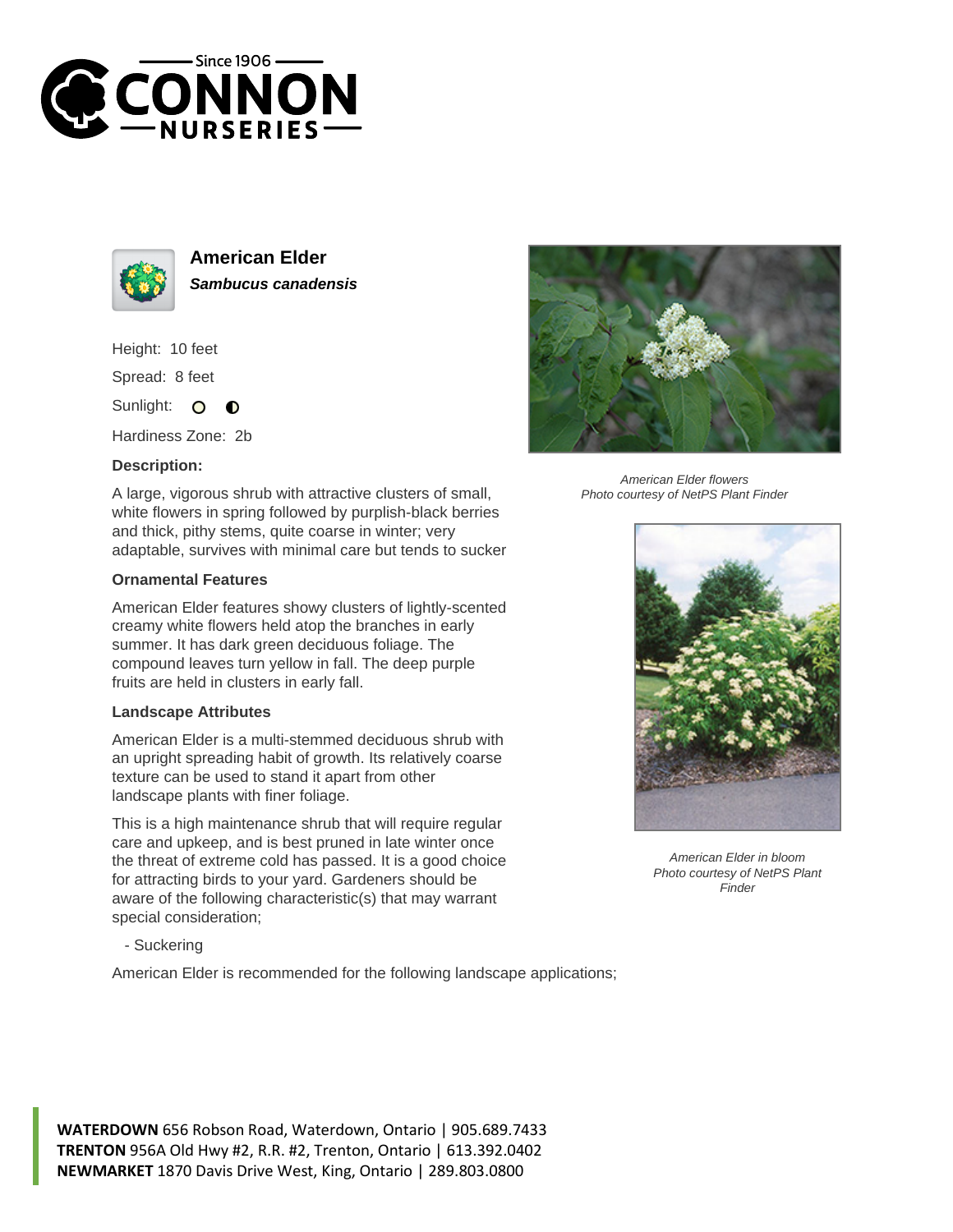# American Elder

***Sambucus canadensis***

Height: 10 feet

Spread: 8 feet

Sunlight: ○ ◐

Hardiness Zone: 2b

**Description:**

A large, vigorous shrub with attractive clusters of small, white flowers in spring followed by purplish-black berries and thick, pithy stems, quite coarse in winter; very adaptable, survives with minimal care but tends to sucker

**Ornamental Features**

American Elder features showy clusters of lightly-scented creamy white flowers held atop the branches in early summer. It has dark green deciduous foliage. The compound leaves turn yellow in fall. The deep purple fruits are held in clusters in early fall.

**Landscape Attributes**

American Elder is a multi-stemmed deciduous shrub with an upright spreading habit of growth. Its relatively coarse texture can be used to stand it apart from other landscape plants with finer foliage.

This is a high maintenance shrub that will require regular care and upkeep, and is best pruned in late winter once the threat of extreme cold has passed. It is a good choice for attracting birds to your yard. Gardeners should be aware of the following characteristic(s) that may warrant special consideration;

- Suckering

American Elder is recommended for the following landscape applications;

*American Elder flowers*
*Photo courtesy of NetPS Plant Finder*

*American Elder in bloom*
*Photo courtesy of NetPS Plant Finder*

**WATERDOWN** 656 Robson Road, Waterdown, Ontario | 905.689.7433
**TRENTON** 956A Old Hwy #2, R.R. #2, Trenton, Ontario | 613.392.0402
**NEWMARKET** 1870 Davis Drive West, King, Ontario | 289.803.0800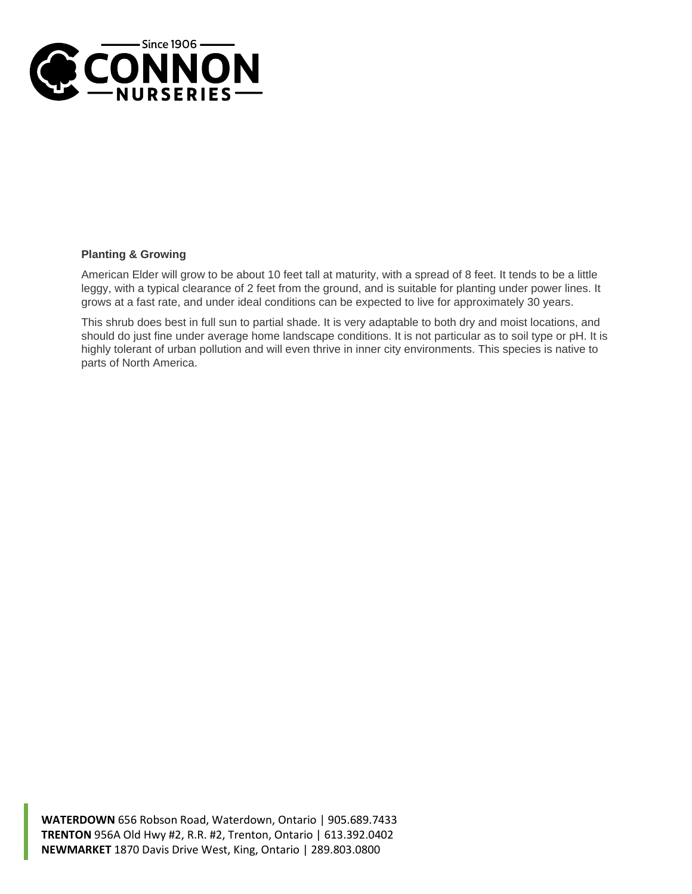### Planting & Growing

American Elder will grow to be about 10 feet tall at maturity, with a spread of 8 feet. It tends to be a little leggy, with a typical clearance of 2 feet from the ground, and is suitable for planting under power lines. It grows at a fast rate, and under ideal conditions can be expected to live for approximately 30 years.

This shrub does best in full sun to partial shade. It is very adaptable to both dry and moist locations, and should do just fine under average home landscape conditions. It is not particular as to soil type or pH. It is highly tolerant of urban pollution and will even thrive in inner city environments. This species is native to parts of North America.